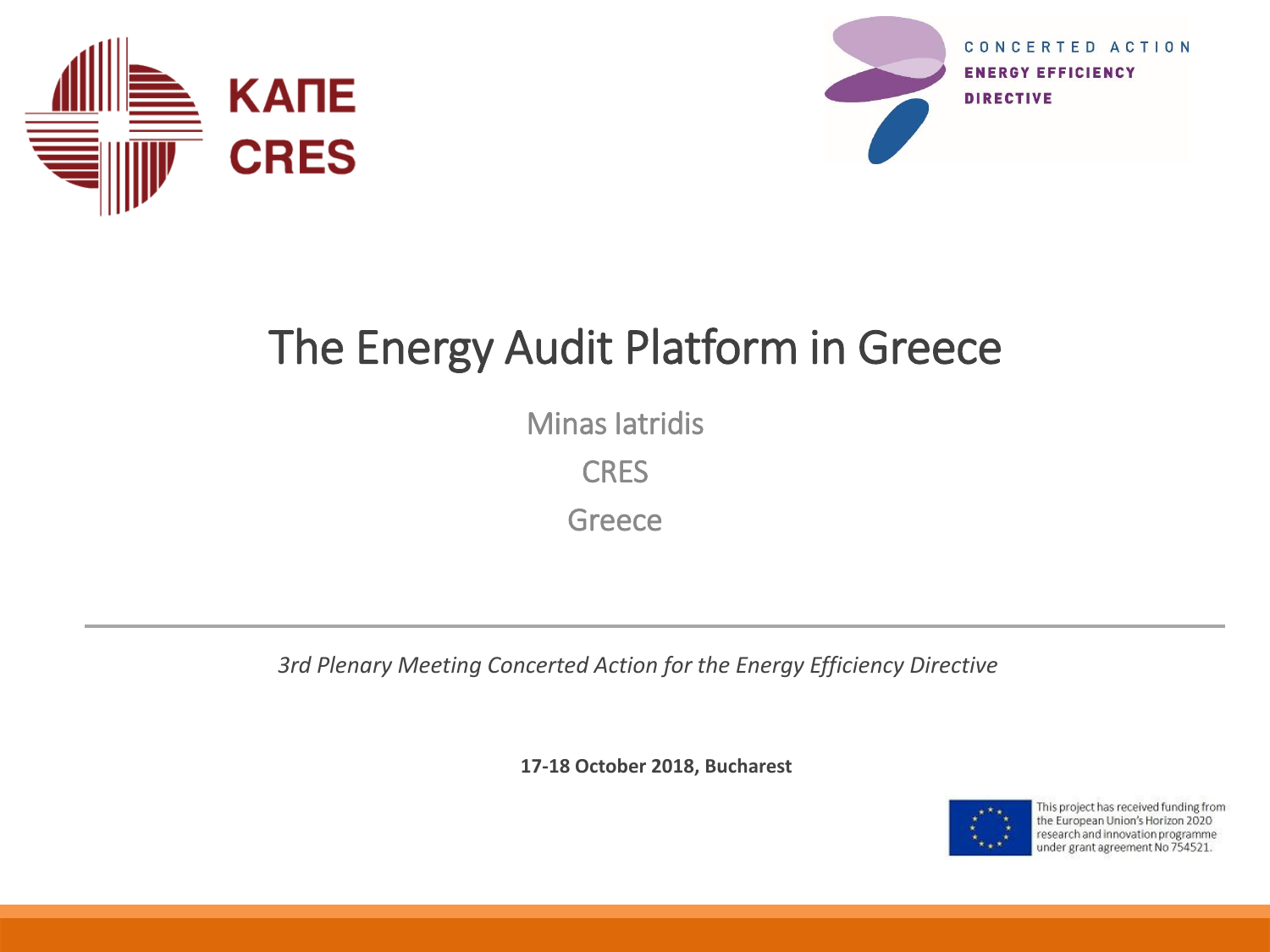КАПЕ
CRES

CONCERTED ACTION
ENERGY EFFICIENCY
DIRECTIVE

# The Energy Audit Platform in Greece

Minas Iatridis

CRES

Greece

---

*3rd Plenary Meeting Concerted Action for the Energy Efficiency Directive*

**17-18 October 2018, Bucharest**

This project has received funding from the European Union's Horizon 2020 research and innovation programme under grant agreement No 754521.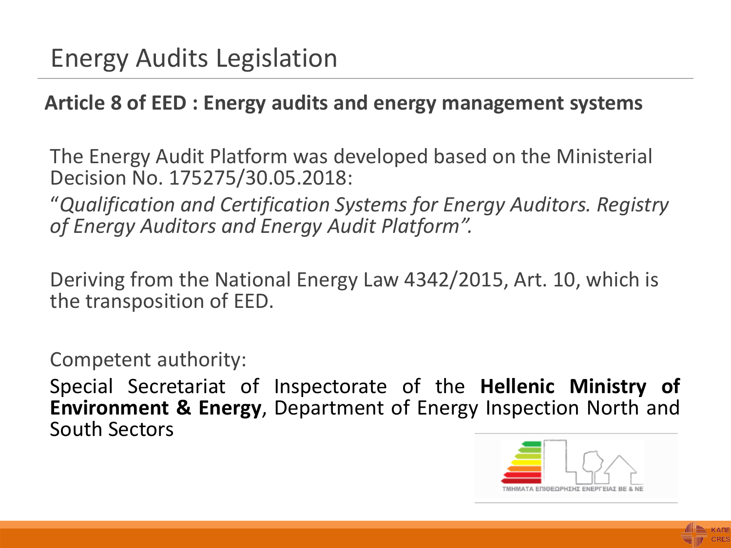# Energy Audits Legislation

**Article 8 of EED : Energy audits and energy management systems**

The Energy Audit Platform was developed based on the Ministerial Decision No. 175275/30.05.2018:

"*Qualification and Certification Systems for Energy Auditors. Registry of Energy Auditors and Energy Audit Platform".*

Deriving from the National Energy Law 4342/2015, Art. 10, which is the transposition of EED.

Competent authority:

Special Secretariat of Inspectorate of the **Hellenic Ministry of Environment & Energy**, Department of Energy Inspection North and South Sectors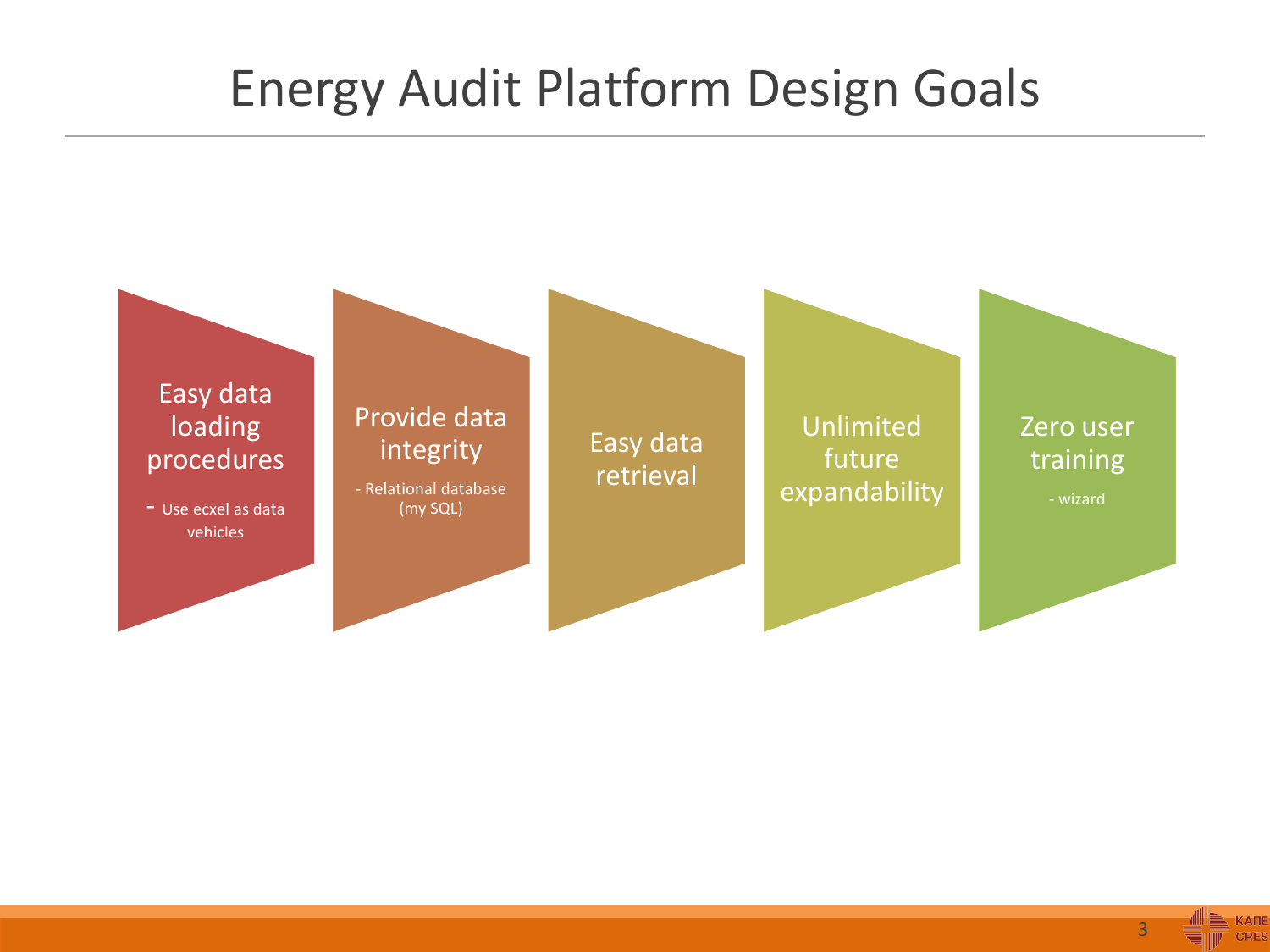# Energy Audit Platform Design Goals

- **Easy data loading procedures**
  - Use ecxel as data vehicles
- **Provide data integrity**
  - Relational database (my SQL)
- **Easy data retrieval**
- **Unlimited future expandability**
- **Zero user training**
  - wizard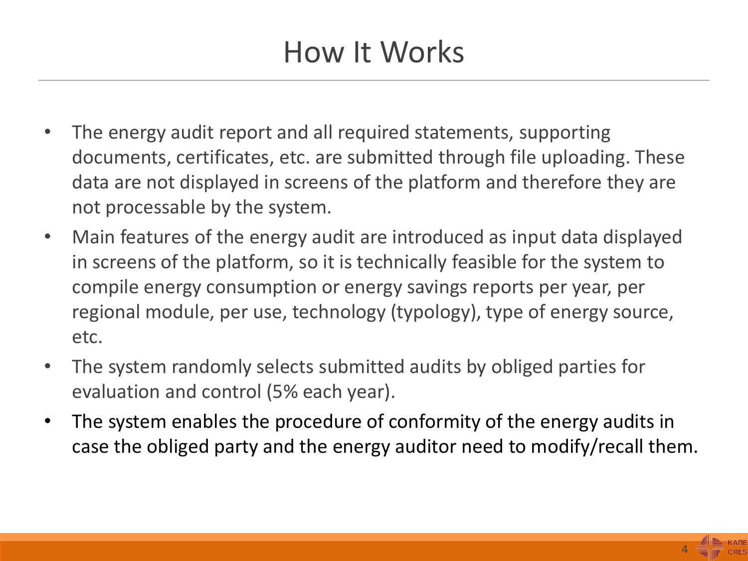# How It Works

- The energy audit report and all required statements, supporting documents, certificates, etc. are submitted through file uploading. These data are not displayed in screens of the platform and therefore they are not processable by the system.
- Main features of the energy audit are introduced as input data displayed in screens of the platform, so it is technically feasible for the system to compile energy consumption or energy savings reports per year, per regional module, per use, technology (typology), type of energy source, etc.
- The system randomly selects submitted audits by obliged parties for evaluation and control (5% each year).
- The system enables the procedure of conformity of the energy audits in case the obliged party and the energy auditor need to modify/recall them.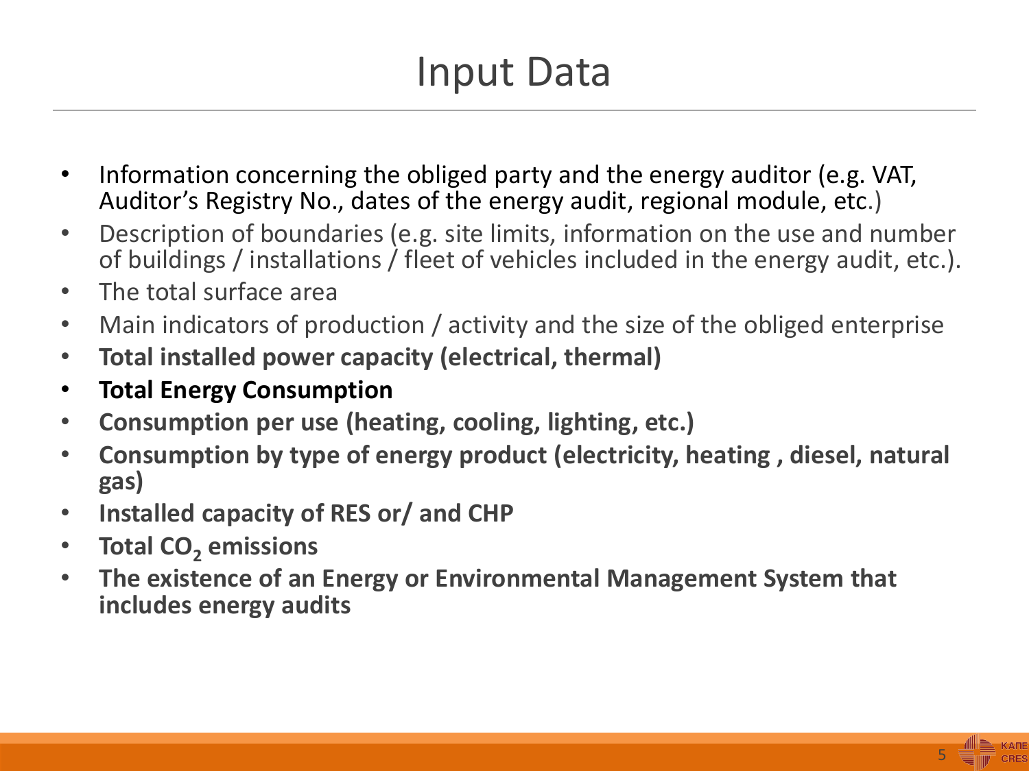# Input Data

- Information concerning the obliged party and the energy auditor (e.g. VAT, Auditor's Registry No., dates of the energy audit, regional module, etc.)
- Description of boundaries (e.g. site limits, information on the use and number of buildings / installations / fleet of vehicles included in the energy audit, etc.).
- The total surface area
- Main indicators of production / activity and the size of the obliged enterprise
- **Total installed power capacity (electrical, thermal)**
- **Total Energy Consumption**
- **Consumption per use (heating, cooling, lighting, etc.)**
- **Consumption by type of energy product (electricity, heating , diesel, natural gas)**
- **Installed capacity of RES or/ and CHP**
- **Total $CO_2$ emissions**
- **The existence of an Energy or Environmental Management System that includes energy audits**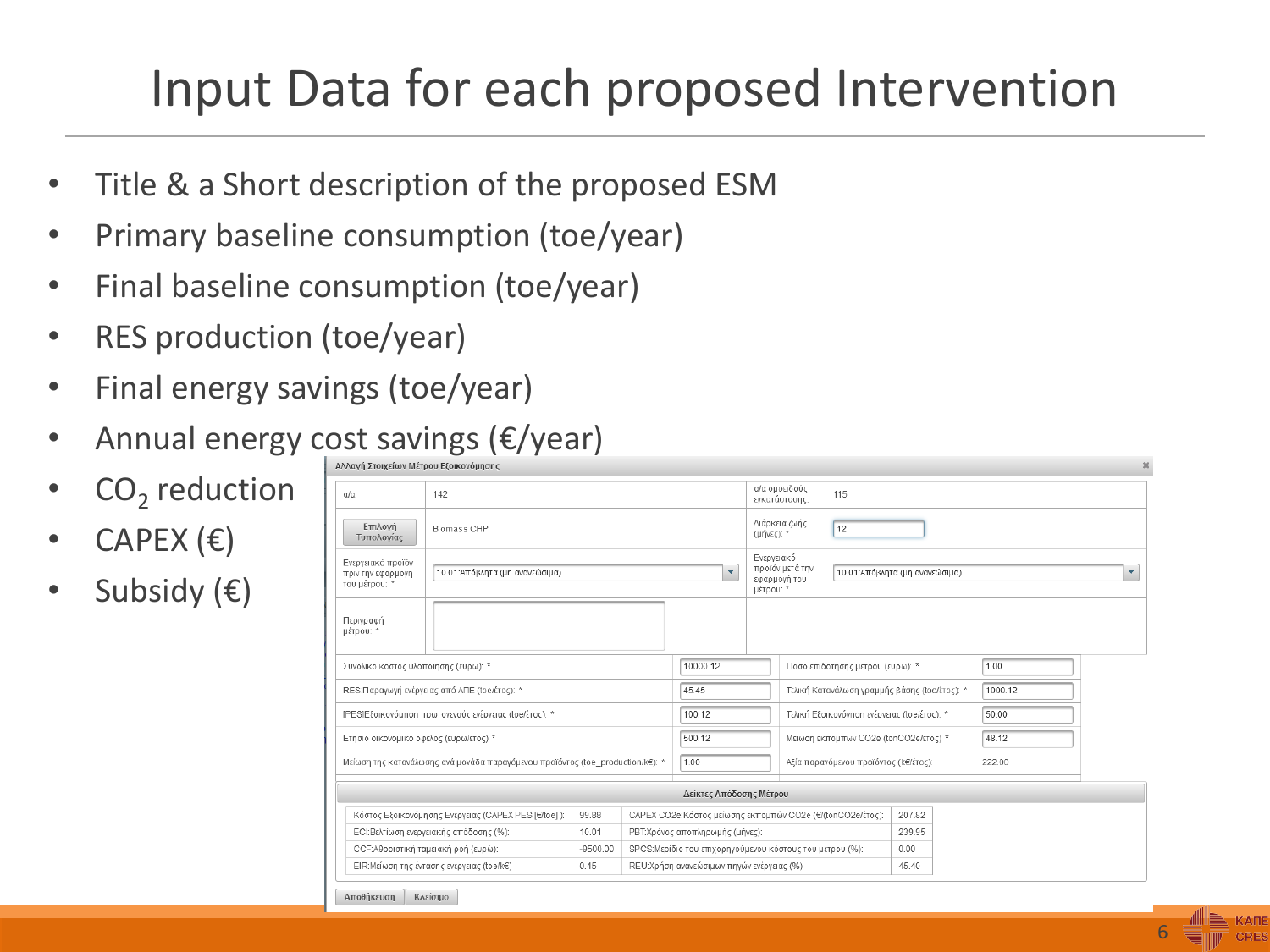# Input Data for each proposed Intervention

- Title & a Short description of the proposed ESM
- Primary baseline consumption (toe/year)
- Final baseline consumption (toe/year)
- RES production (toe/year)
- Final energy savings (toe/year)
- Annual energy cost savings (€/year)
- $CO_2$ reduction
- CAPEX (€)
- Subsidy (€)

**Αλλαγή Στοιχείων Μέτρου Εξοικονόμησης**

| | | | |
|---|---|---|---|
| α/α: | 142 | α/α ομοειδούς εγκατάστασης: | 115 |
| Επιλογή Τυπολογίας | Biomass CHP | Διάρκεια ζωής (μήνες): * | 12 |
| Ενεργειακό προϊόν πριν την εφαρμογή του μέτρου: * | 10.01:Απόβλητα (μη ανανεώσιμα) | Ενεργειακό προϊόν μετά την εφαρμογή του μέτρου: * | 10.01:Απόβλητα (μη ανανεώσιμα) |
| Περιγραφή μέτρου: * | 1 | | |

| | | | |
|---|---|---|---|
| Συνολικό κόστος υλοποίησης (ευρώ): * | 10000.12 | Ποσό επιδότησης μέτρου (ευρώ): * | 1.00 |
| RES:Παραγωγή ενέργειας από ΑΠΕ (toe/έτος): * | 45.45 | Τελική Κατανάλωση γραμμής βάσης (toe/έτος): * | 1000.12 |
| [PES]Εξοικονόμηση πρωτογενούς ενέργειας (toe/έτος): * | 100.12 | Τελική Εξοικονόμηση ενέργειας (toe/έτος): * | 50.00 |
| Ετήσιο οικονομικό όφελος (ευρώ/έτος) * | 500.12 | Μείωση εκπομπών CO2e (tonCO2e/έτος) * | 48.12 |
| Μείωση της κατανάλωσης ανά μονάδα παραγόμενου προϊόντος (toe_production/k€): * | 1.00 | Αξία παραγόμενου προϊόντος (κ€/έτος): | 222.00 |

**Δείκτες Απόδοσης Μέτρου**

| | | | |
|---|---|---|---|
| Κόστος Εξοικονόμησης Ενέργειας (CAPEX PES [€/toe] ): | 99.88 | CAPEX CO2e:Κόστος μείωσης εκπομπών CO2e (€/(tonCO2e/έτος): | 207.82 |
| ECI:Βελτίωση ενεργειακής απόδοσης (%): | 10.01 | PBT:Χρόνος αποπληρωμής (μήνες): | 239.95 |
| CCF:Αθροιστική ταμειακή ροή (ευρώ): | -9500.00 | SPCS:Μερίδιο του επιχορηγούμενου κόστους του μέτρου (%): | 0.00 |
| EIR:Μείωση της έντασης ενέργειας (toe/k€) | 0.45 | REU:Χρήση ανανεώσιμων πηγών ενέργειας (%) | 45.40 |

Αποθήκευση | Κλείσιμο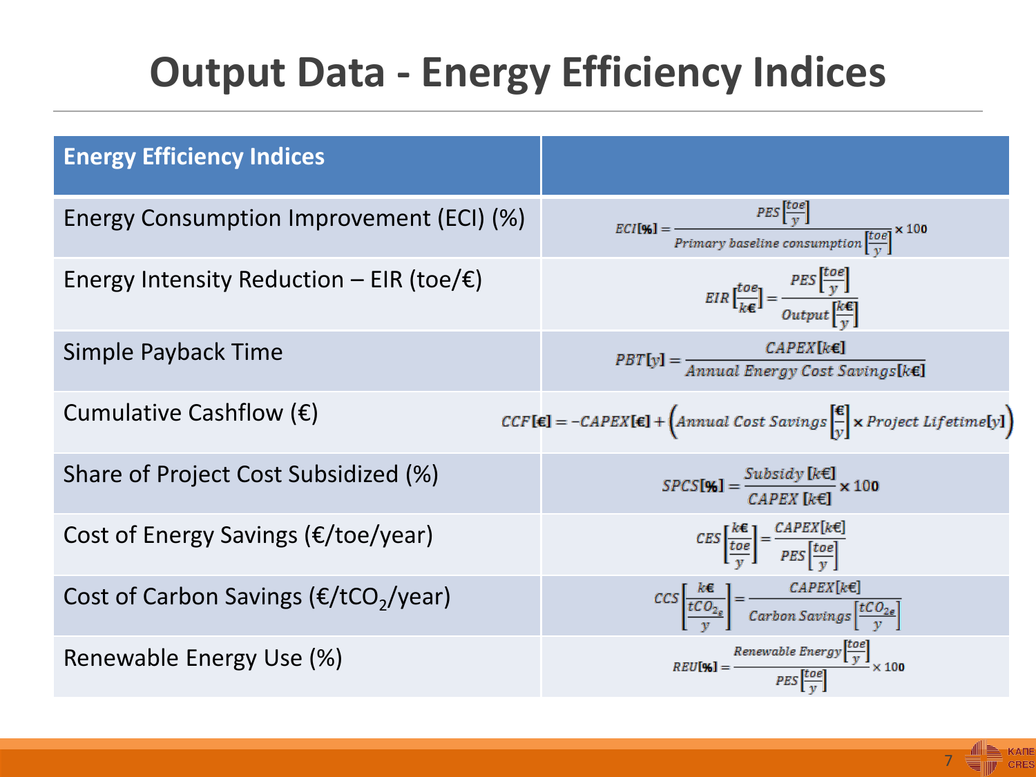# Output Data - Energy Efficiency Indices

| Energy Efficiency Indices | |
|---|---|
| Energy Consumption Improvement (ECI) (%) | $ECI[\%] = \frac{PES\left[\frac{toe}{y}\right]}{Primary\ baseline\ consumption\left[\frac{toe}{y}\right]} \times 100$ |
| Energy Intensity Reduction – EIR (toe/€) | $EIR\left[\frac{toe}{k€}\right] = \frac{PES\left[\frac{toe}{y}\right]}{Output\left[\frac{k€}{y}\right]}$ |
| Simple Payback Time | $PBT[y] = \frac{CAPEX[k€]}{Annual\ Energy\ Cost\ Savings[k€]}$ |
| Cumulative Cashflow (€) | $CCF[€] = -CAPEX[€] + \left(Annual\ Cost\ Savings\left[\frac{€}{y}\right] \times Project\ Lifetime[y]\right)$ |
| Share of Project Cost Subsidized (%) | $SPCS[\%] = \frac{Subsidy\ [k€]}{CAPEX\ [k€]} \times 100$ |
| Cost of Energy Savings (€/toe/year) | $CES\left[\frac{k€}{\frac{toe}{y}}\right] = \frac{CAPEX[k€]}{PES\left[\frac{toe}{y}\right]}$ |
| Cost of Carbon Savings (€/$tCO_2$/year) | $CCS\left[\frac{k€}{\frac{tCO_{2_e}}{y}}\right] = \frac{CAPEX[k€]}{Carbon\ Savings\left[\frac{tCO_{2e}}{y}\right]}$ |
| Renewable Energy Use (%) | $REU[\%] = \frac{Renewable\ Energy\left[\frac{toe}{y}\right]}{PES\left[\frac{toe}{y}\right]} \times 100$ |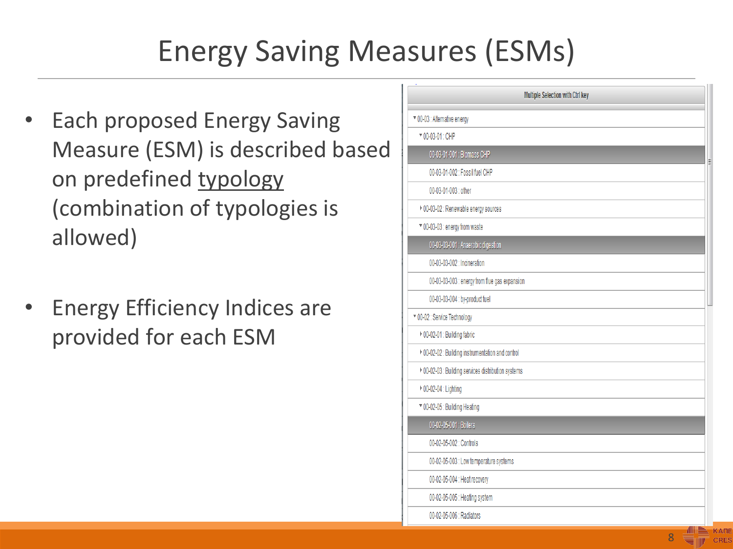# Energy Saving Measures (ESMs)

- Each proposed Energy Saving Measure (ESM) is described based on predefined typology (combination of typologies is allowed)

- Energy Efficiency Indices are provided for each ESM

Multiple Selection with Ctrl key

- ▾ 00-03 : Alternative energy
  - ▾ 00-03-01 : CHP
    - 00-03-01-001 : Biomass CHP
    - 00-03-01-002 : Fossil fuel CHP
    - 00-03-01-003 : other
  - ▸ 00-03-02 : Renewable energy sources
  - ▾ 00-03-03 : energy from waste
    - 00-03-03-001 : Anaerobic digestion
    - 00-03-03-002 : Incineration
    - 00-03-03-003 : energy from flue gas expansion
    - 00-03-03-004 : by-product fuel
- ▾ 00-02 : Service Technology
  - ▸ 00-02-01 : Building fabric
  - ▸ 00-02-02 : Building instrumentation and control
  - ▸ 00-02-03 : Building services distribution systems
  - ▸ 00-02-04 : Lighting
  - ▾ 00-02-05 : Building Heating
    - 00-02-05-001 : Boilers
    - 00-02-05-002 : Controls
    - 00-02-05-003 : Low temperature systems
    - 00-02-05-004 : Heat recovery
    - 00-02-05-005 : Heating system
    - 00-02-05-006 : Radiators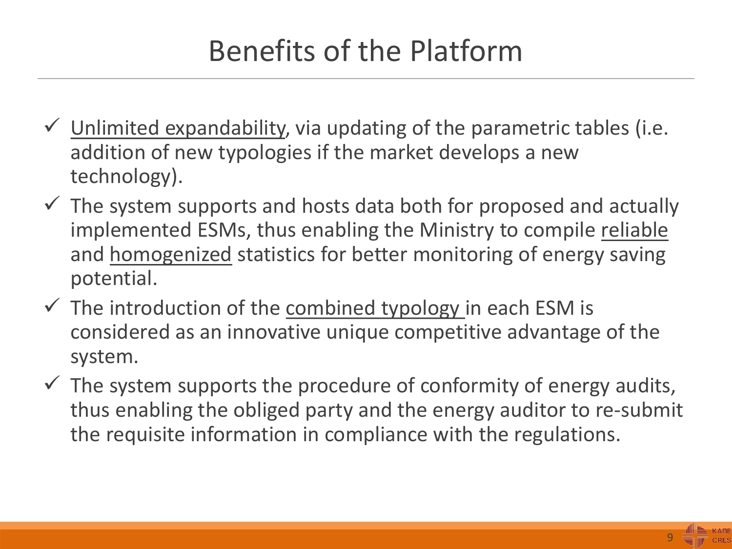# Benefits of the Platform

- ✓ Unlimited expandability, via updating of the parametric tables (i.e. addition of new typologies if the market develops a new technology).
- ✓ The system supports and hosts data both for proposed and actually implemented ESMs, thus enabling the Ministry to compile reliable and homogenized statistics for better monitoring of energy saving potential.
- ✓ The introduction of the combined typology in each ESM is considered as an innovative unique competitive advantage of the system.
- ✓ The system supports the procedure of conformity of energy audits, thus enabling the obliged party and the energy auditor to re-submit the requisite information in compliance with the regulations.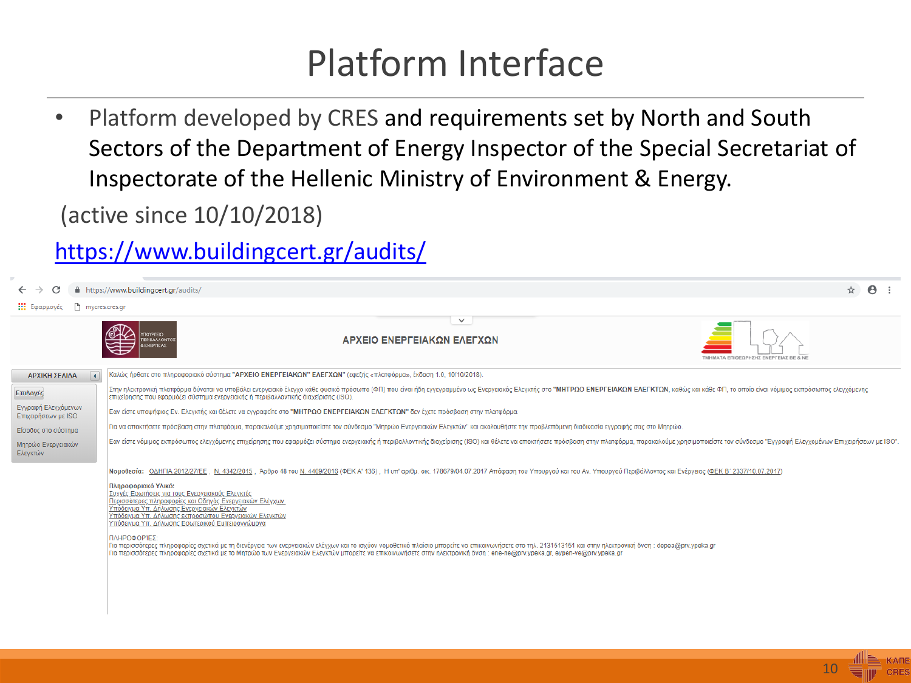# Platform Interface

- Platform developed by CRES and requirements set by North and South Sectors of the Department of Energy Inspector of the Special Secretariat of Inspectorate of the Hellenic Ministry of Environment & Energy.

(active since 10/10/2018)

https://www.buildingcert.gr/audits/

https://www.buildingcert.gr/audits/

Εφαρμογές   mycres.cres.gr

ΥΠΟΥΡΓΕΙΟ ΠΕΡΙΒΑΛΛΟΝΤΟΣ & ΕΝΕΡΓΕΙΑΣ

ΑΡΧΕΙΟ ΕΝΕΡΓΕΙΑΚΩΝ ΕΛΕΓΧΩΝ

ΤΜΗΜΑΤΑ ΕΠΙΘΕΩΡΗΣΗΣ ΕΝΕΡΓΕΙΑΣ ΒΕ & ΝΕ

ΑΡΧΙΚΗ ΣΕΛΙΔΑ

Επιλογές
- Εγγραφή Ελεγχόμενων Επιχειρήσεων με ISO
- Είσοδος στο σύστημα
- Μητρώο Ενεργειακών Ελεγκτών

Καλώς ήρθατε στο πληροφοριακό σύστημα "ΑΡΧΕΙΟ ΕΝΕΡΓΕΙΑΚΩΝ" ΕΛΕΓΧΩΝ" (εφεξής «πλατφόρμα», έκδοση 1.0, 10/10/2018).

Στην ηλεκτρονική πλατφόρμα δύναται να υποβάλει ενεργειακό έλεγχο κάθε φυσικό πρόσωπο (ΦΠ) που είναι ήδη εγγεγραμμένο ως Ενεργειακός Ελεγκτής στο "ΜΗΤΡΩΟ ΕΝΕΡΓΕΙΑΚΩΝ ΕΛΕΓΚΤΩΝ, καθώς και κάθε ΦΠ, το οποίο είναι νόμιμος εκπρόσωπος ελεγχόμενης επιχείρησης που εφαρμόζει σύστημα ενεργειακής ή περιβαλλοντικής διαχείρισης (ISO).

Εαν είστε υποψήφιος Εν. Ελεγκτής και θέλετε να εγγραφείτε στο "ΜΗΤΡΩΟ ΕΝΕΡΓΕΙΑΚΩΝ ΕΛΕΓΚΤΩΝ" δεν έχετε πρόσβαση στην πλατφόρμα.

Για να αποκτήσετε πρόσβαση στην πλατφόρμα, παρακαλούμε χρησιμοποιείστε τον σύνδεσμο "Μητρώο Ενεργειακών Ελεγκτών" και ακολουθήστε την προβλεπόμενη διαδικασία εγγραφής σας στο Μητρώο.

Εαν είστε νόμιμος εκπρόσωπος ελεγχόμενης επιχείρησης που εφαρμόζει σύστημα ενεργειακής ή περιβαλλοντικής διαχείρισης (ISO) και θέλετε να αποκτήσετε πρόσβαση στην πλατφόρμα, παρακαλούμε χρησιμοποιείστε τον σύνδεσμο "Εγγραφή Ελεγχομένων Επιχειρήσεων με ISO".

**Νομοθεσία:** ΟΔΗΓΙΑ 2012/27/ΕΕ , Ν. 4342/2015 , Άρθρο 48 του Ν. 4409/2016 (ΦΕΚ Α' 136) , Η υπ' αριθμ. οικ. 178679/04.07.2017 Απόφαση του Υπουργού και του Αν. Υπουργού Περιβάλλοντος και Ενέργειας (ΦΕΚ Β' 2337/10.07.2017)

**Πληροφοριακό Υλικό:**
- Συχνές Ερωτήσεις για τους Ενεργειακούς Ελεγκτές
- Περισσότερες πληροφορίες και Οδηγός Ενεργειακών Ελέγχων
- Υπόδειγμα Υπ. Δήλωσης Ενεργειακών Ελεγκτών
- Υπόδειγμα Υπ. Δήλωσης εκπροσώπου Ενεργειακών Ελεγκτών
- Υπόδειγμα Υπ. Δήλωσης Εσωτερικού Εμπειρογνώμονα

ΠΛΗΡΟΦΟΡΙΕΣ:
Για περισσότερες πληροφορίες σχετικά με τη διενέργεια των ενεργειακών ελέγχων και το ισχύον νομοθετικό πλαίσιο μπορείτε να επικοινωνήσετε στο τηλ. 2131513151 και στην ηλεκτρονική δνση : depea@prv.ypeka.gr
Για περισσότερες πληροφορίες σχετικά με το Μητρώο των Ενεργειακών Ελεγκτών μπορείτε να επικοινωνήσετε στην ηλεκτρονική δνση : ene-ne@prv.ypeka.gr, eypen-ve@prv.ypeka.gr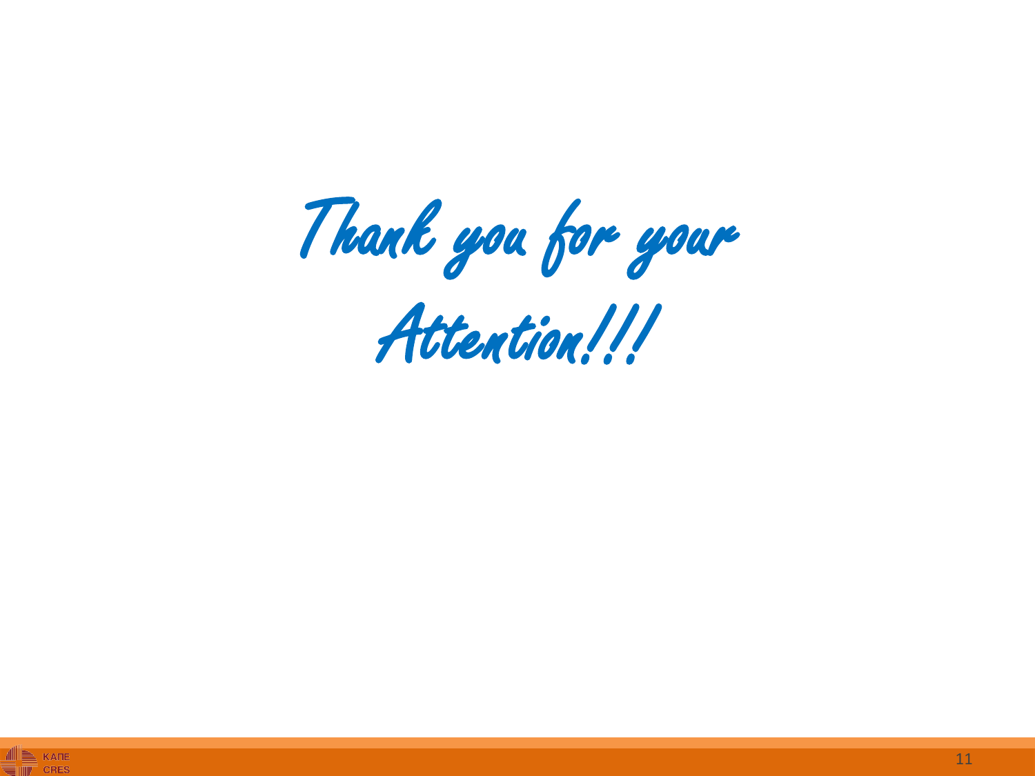Thank you for your Attention!!!